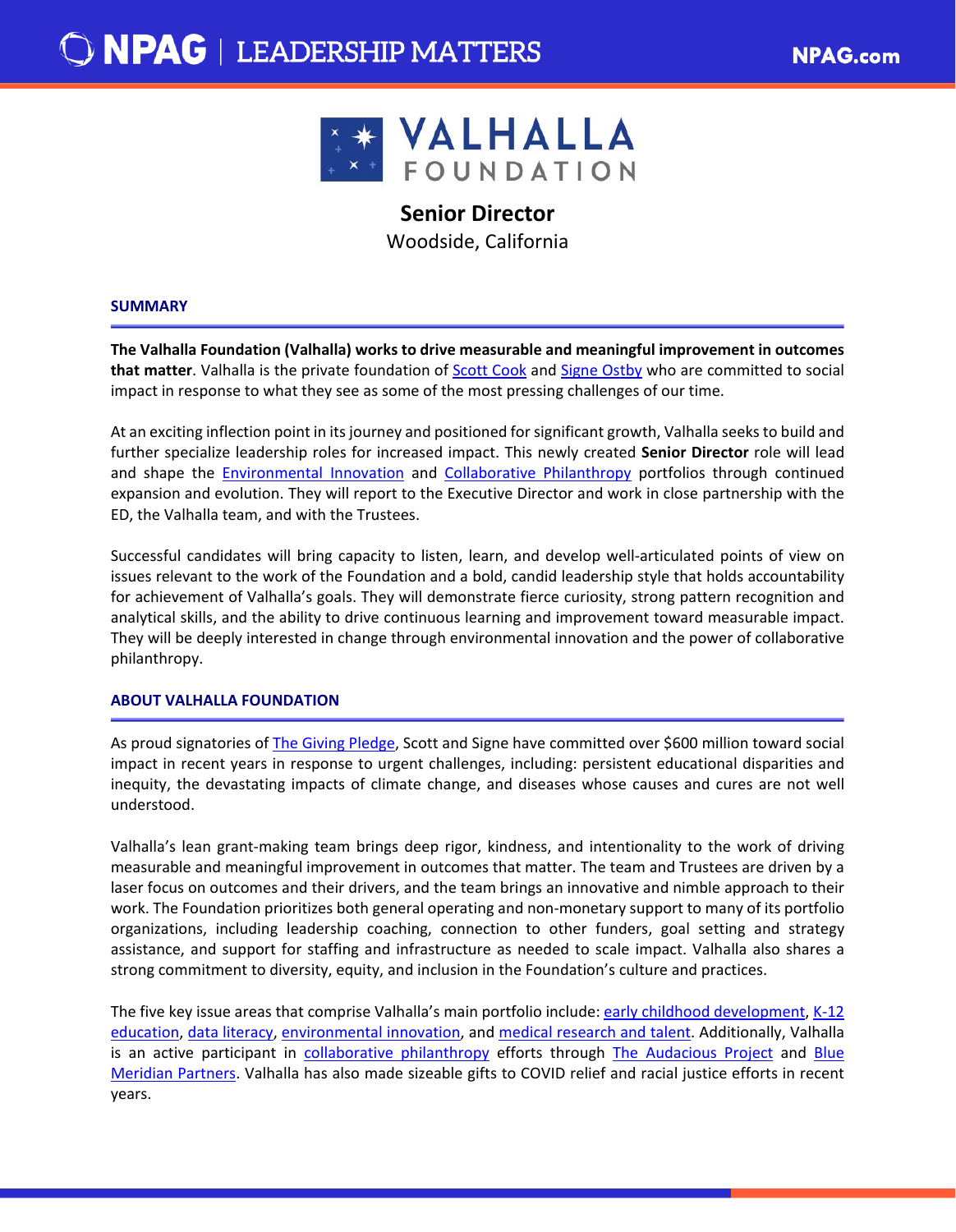# Senior Director

Woodside, California

## SUMMARY

**The Valhalla Foundation (Valhalla) works to drive measurable and meaningful improvement in outcomes that matter**. Valhalla is the private foundation of Scott Cook and Signe Ostby who are committed to social impact in response to what they see as some of the most pressing challenges of our time.

At an exciting inflection point in its journey and positioned for significant growth, Valhalla seeks to build and further specialize leadership roles for increased impact. This newly created **Senior Director** role will lead and shape the Environmental Innovation and Collaborative Philanthropy portfolios through continued expansion and evolution. They will report to the Executive Director and work in close partnership with the ED, the Valhalla team, and with the Trustees.

Successful candidates will bring capacity to listen, learn, and develop well-articulated points of view on issues relevant to the work of the Foundation and a bold, candid leadership style that holds accountability for achievement of Valhalla's goals. They will demonstrate fierce curiosity, strong pattern recognition and analytical skills, and the ability to drive continuous learning and improvement toward measurable impact. They will be deeply interested in change through environmental innovation and the power of collaborative philanthropy.

## ABOUT VALHALLA FOUNDATION

As proud signatories of The Giving Pledge, Scott and Signe have committed over $600 million toward social impact in recent years in response to urgent challenges, including: persistent educational disparities and inequity, the devastating impacts of climate change, and diseases whose causes and cures are not well understood.

Valhalla's lean grant-making team brings deep rigor, kindness, and intentionality to the work of driving measurable and meaningful improvement in outcomes that matter. The team and Trustees are driven by a laser focus on outcomes and their drivers, and the team brings an innovative and nimble approach to their work. The Foundation prioritizes both general operating and non-monetary support to many of its portfolio organizations, including leadership coaching, connection to other funders, goal setting and strategy assistance, and support for staffing and infrastructure as needed to scale impact. Valhalla also shares a strong commitment to diversity, equity, and inclusion in the Foundation's culture and practices.

The five key issue areas that comprise Valhalla's main portfolio include: early childhood development, K-12 education, data literacy, environmental innovation, and medical research and talent. Additionally, Valhalla is an active participant in collaborative philanthropy efforts through The Audacious Project and Blue Meridian Partners. Valhalla has also made sizeable gifts to COVID relief and racial justice efforts in recent years.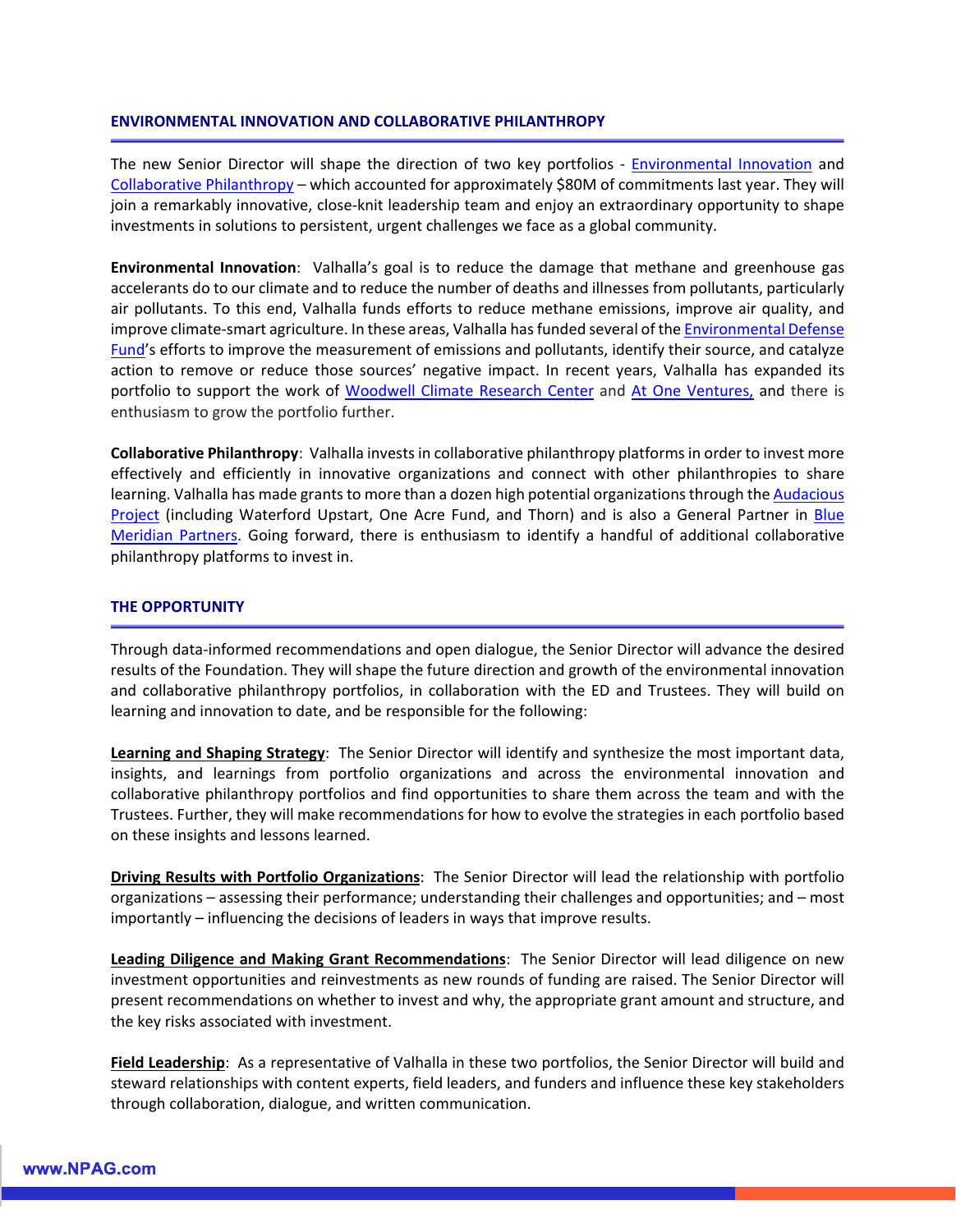## ENVIRONMENTAL INNOVATION AND COLLABORATIVE PHILANTHROPY

The new Senior Director will shape the direction of two key portfolios - Environmental Innovation and Collaborative Philanthropy – which accounted for approximately $80M of commitments last year. They will join a remarkably innovative, close-knit leadership team and enjoy an extraordinary opportunity to shape investments in solutions to persistent, urgent challenges we face as a global community.

**Environmental Innovation**: Valhalla's goal is to reduce the damage that methane and greenhouse gas accelerants do to our climate and to reduce the number of deaths and illnesses from pollutants, particularly air pollutants. To this end, Valhalla funds efforts to reduce methane emissions, improve air quality, and improve climate-smart agriculture. In these areas, Valhalla has funded several of the Environmental Defense Fund's efforts to improve the measurement of emissions and pollutants, identify their source, and catalyze action to remove or reduce those sources' negative impact. In recent years, Valhalla has expanded its portfolio to support the work of Woodwell Climate Research Center and At One Ventures, and there is enthusiasm to grow the portfolio further.

**Collaborative Philanthropy**: Valhalla invests in collaborative philanthropy platforms in order to invest more effectively and efficiently in innovative organizations and connect with other philanthropies to share learning. Valhalla has made grants to more than a dozen high potential organizations through the Audacious Project (including Waterford Upstart, One Acre Fund, and Thorn) and is also a General Partner in Blue Meridian Partners. Going forward, there is enthusiasm to identify a handful of additional collaborative philanthropy platforms to invest in.

## THE OPPORTUNITY

Through data-informed recommendations and open dialogue, the Senior Director will advance the desired results of the Foundation. They will shape the future direction and growth of the environmental innovation and collaborative philanthropy portfolios, in collaboration with the ED and Trustees. They will build on learning and innovation to date, and be responsible for the following:

**Learning and Shaping Strategy**: The Senior Director will identify and synthesize the most important data, insights, and learnings from portfolio organizations and across the environmental innovation and collaborative philanthropy portfolios and find opportunities to share them across the team and with the Trustees. Further, they will make recommendations for how to evolve the strategies in each portfolio based on these insights and lessons learned.

**Driving Results with Portfolio Organizations**: The Senior Director will lead the relationship with portfolio organizations – assessing their performance; understanding their challenges and opportunities; and – most importantly – influencing the decisions of leaders in ways that improve results.

**Leading Diligence and Making Grant Recommendations**: The Senior Director will lead diligence on new investment opportunities and reinvestments as new rounds of funding are raised. The Senior Director will present recommendations on whether to invest and why, the appropriate grant amount and structure, and the key risks associated with investment.

**Field Leadership**: As a representative of Valhalla in these two portfolios, the Senior Director will build and steward relationships with content experts, field leaders, and funders and influence these key stakeholders through collaboration, dialogue, and written communication.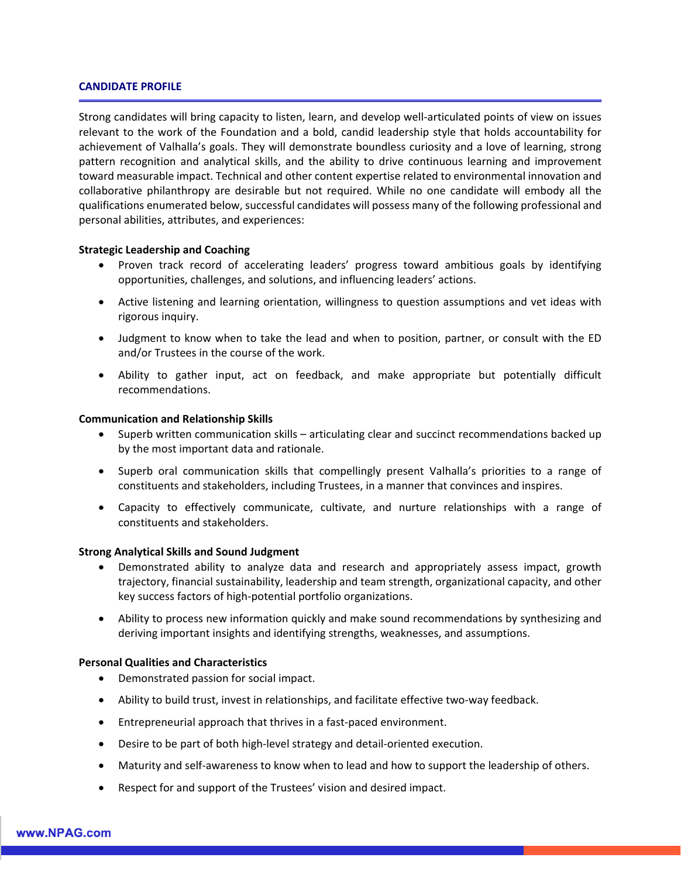## CANDIDATE PROFILE

Strong candidates will bring capacity to listen, learn, and develop well-articulated points of view on issues relevant to the work of the Foundation and a bold, candid leadership style that holds accountability for achievement of Valhalla's goals. They will demonstrate boundless curiosity and a love of learning, strong pattern recognition and analytical skills, and the ability to drive continuous learning and improvement toward measurable impact. Technical and other content expertise related to environmental innovation and collaborative philanthropy are desirable but not required. While no one candidate will embody all the qualifications enumerated below, successful candidates will possess many of the following professional and personal abilities, attributes, and experiences:

**Strategic Leadership and Coaching**

- Proven track record of accelerating leaders' progress toward ambitious goals by identifying opportunities, challenges, and solutions, and influencing leaders' actions.
- Active listening and learning orientation, willingness to question assumptions and vet ideas with rigorous inquiry.
- Judgment to know when to take the lead and when to position, partner, or consult with the ED and/or Trustees in the course of the work.
- Ability to gather input, act on feedback, and make appropriate but potentially difficult recommendations.

**Communication and Relationship Skills**

- Superb written communication skills – articulating clear and succinct recommendations backed up by the most important data and rationale.
- Superb oral communication skills that compellingly present Valhalla's priorities to a range of constituents and stakeholders, including Trustees, in a manner that convinces and inspires.
- Capacity to effectively communicate, cultivate, and nurture relationships with a range of constituents and stakeholders.

**Strong Analytical Skills and Sound Judgment**

- Demonstrated ability to analyze data and research and appropriately assess impact, growth trajectory, financial sustainability, leadership and team strength, organizational capacity, and other key success factors of high-potential portfolio organizations.
- Ability to process new information quickly and make sound recommendations by synthesizing and deriving important insights and identifying strengths, weaknesses, and assumptions.

**Personal Qualities and Characteristics**

- Demonstrated passion for social impact.
- Ability to build trust, invest in relationships, and facilitate effective two-way feedback.
- Entrepreneurial approach that thrives in a fast-paced environment.
- Desire to be part of both high-level strategy and detail-oriented execution.
- Maturity and self-awareness to know when to lead and how to support the leadership of others.
- Respect for and support of the Trustees' vision and desired impact.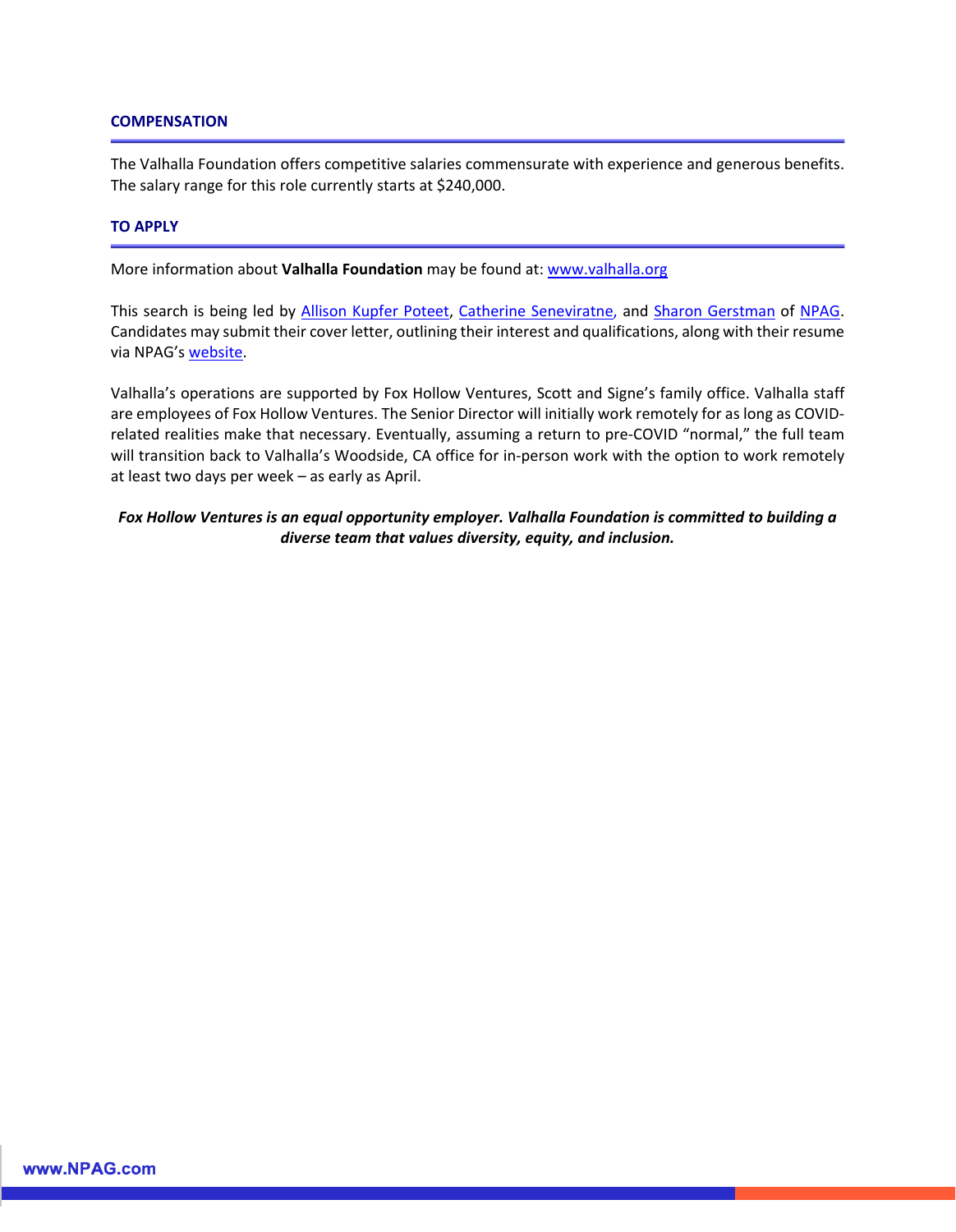## COMPENSATION

The Valhalla Foundation offers competitive salaries commensurate with experience and generous benefits. The salary range for this role currently starts at $240,000.

## TO APPLY

More information about **Valhalla Foundation** may be found at: www.valhalla.org

This search is being led by Allison Kupfer Poteet, Catherine Seneviratne, and Sharon Gerstman of NPAG. Candidates may submit their cover letter, outlining their interest and qualifications, along with their resume via NPAG's website.

Valhalla's operations are supported by Fox Hollow Ventures, Scott and Signe's family office. Valhalla staff are employees of Fox Hollow Ventures. The Senior Director will initially work remotely for as long as COVID-related realities make that necessary. Eventually, assuming a return to pre-COVID "normal," the full team will transition back to Valhalla's Woodside, CA office for in-person work with the option to work remotely at least two days per week – as early as April.

***Fox Hollow Ventures is an equal opportunity employer. Valhalla Foundation is committed to building a diverse team that values diversity, equity, and inclusion.***